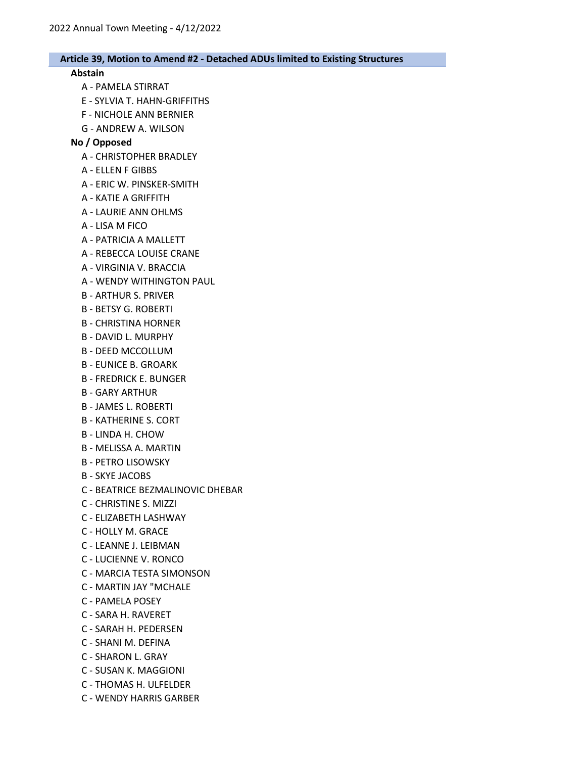## Article 39, Motion to Amend #2 - Detached ADUs limited to Existing Structures

**Abstain**

- A - PAMELA STIRRAT
- E - SYLVIA T. HAHN-GRIFFITHS
- F - NICHOLE ANN BERNIER
- G - ANDREW A. WILSON

**No / Opposed**

- A - CHRISTOPHER BRADLEY
- A - ELLEN F GIBBS
- A - ERIC W. PINSKER-SMITH
- A - KATIE A GRIFFITH
- A - LAURIE ANN OHLMS
- A - LISA M FICO
- A - PATRICIA A MALLETT
- A - REBECCA LOUISE CRANE
- A - VIRGINIA V. BRACCIA
- A - WENDY WITHINGTON PAUL
- B - ARTHUR S. PRIVER
- B - BETSY G. ROBERTI
- B - CHRISTINA HORNER
- B - DAVID L. MURPHY
- B - DEED MCCOLLUM
- B - EUNICE B. GROARK
- B - FREDRICK E. BUNGER
- B - GARY ARTHUR
- B - JAMES L. ROBERTI
- B - KATHERINE S. CORT
- B - LINDA H. CHOW
- B - MELISSA A. MARTIN
- B - PETRO LISOWSKY
- B - SKYE JACOBS
- C - BEATRICE BEZMALINOVIC DHEBAR
- C - CHRISTINE S. MIZZI
- C - ELIZABETH LASHWAY
- C - HOLLY M. GRACE
- C - LEANNE J. LEIBMAN
- C - LUCIENNE V. RONCO
- C - MARCIA TESTA SIMONSON
- C - MARTIN JAY "MCHALE
- C - PAMELA POSEY
- C - SARA H. RAVERET
- C - SARAH H. PEDERSEN
- C - SHANI M. DEFINA
- C - SHARON L. GRAY
- C - SUSAN K. MAGGIONI
- C - THOMAS H. ULFELDER
- C - WENDY HARRIS GARBER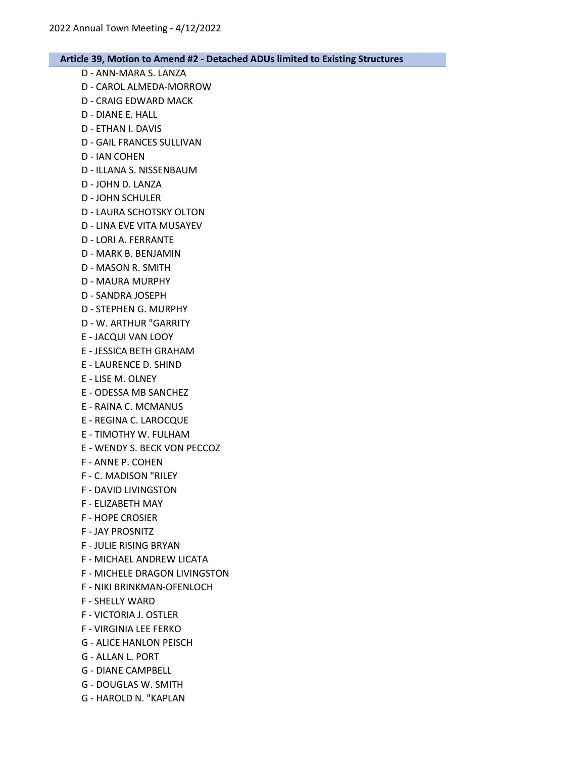## Article 39, Motion to Amend #2 - Detached ADUs limited to Existing Structures

D - ANN-MARA S. LANZA
D - CAROL ALMEDA-MORROW
D - CRAIG EDWARD MACK
D - DIANE E. HALL
D - ETHAN I. DAVIS
D - GAIL FRANCES SULLIVAN
D - IAN COHEN
D - ILLANA S. NISSENBAUM
D - JOHN D. LANZA
D - JOHN SCHULER
D - LAURA SCHOTSKY OLTON
D - LINA EVE VITA MUSAYEV
D - LORI A. FERRANTE
D - MARK B. BENJAMIN
D - MASON R. SMITH
D - MAURA MURPHY
D - SANDRA JOSEPH
D - STEPHEN G. MURPHY
D - W. ARTHUR "GARRITY
E - JACQUI VAN LOOY
E - JESSICA BETH GRAHAM
E - LAURENCE D. SHIND
E - LISE M. OLNEY
E - ODESSA MB SANCHEZ
E - RAINA C. MCMANUS
E - REGINA C. LAROCQUE
E - TIMOTHY W. FULHAM
E - WENDY S. BECK VON PECCOZ
F - ANNE P. COHEN
F - C. MADISON "RILEY
F - DAVID LIVINGSTON
F - ELIZABETH MAY
F - HOPE CROSIER
F - JAY PROSNITZ
F - JULIE RISING BRYAN
F - MICHAEL ANDREW LICATA
F - MICHELE DRAGON LIVINGSTON
F - NIKI BRINKMAN-OFENLOCH
F - SHELLY WARD
F - VICTORIA J. OSTLER
F - VIRGINIA LEE FERKO
G - ALICE HANLON PEISCH
G - ALLAN L. PORT
G - DIANE CAMPBELL
G - DOUGLAS W. SMITH
G - HAROLD N. "KAPLAN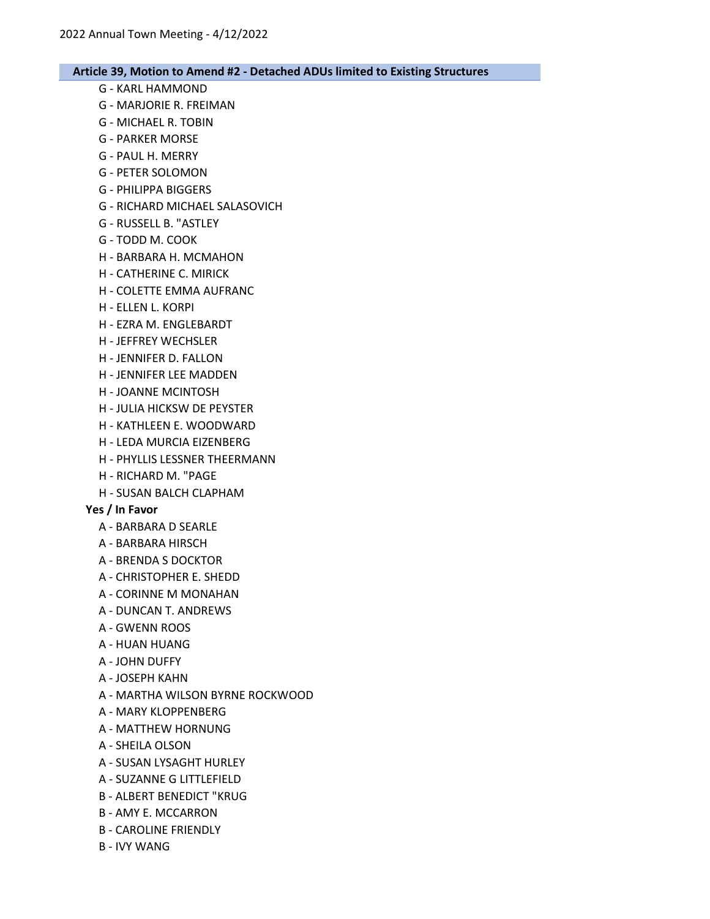### Article 39, Motion to Amend #2 - Detached ADUs limited to Existing Structures

- G - KARL HAMMOND
- G - MARJORIE R. FREIMAN
- G - MICHAEL R. TOBIN
- G - PARKER MORSE
- G - PAUL H. MERRY
- G - PETER SOLOMON
- G - PHILIPPA BIGGERS
- G - RICHARD MICHAEL SALASOVICH
- G - RUSSELL B. "ASTLEY
- G - TODD M. COOK
- H - BARBARA H. MCMAHON
- H - CATHERINE C. MIRICK
- H - COLETTE EMMA AUFRANC
- H - ELLEN L. KORPI
- H - EZRA M. ENGLEBARDT
- H - JEFFREY WECHSLER
- H - JENNIFER D. FALLON
- H - JENNIFER LEE MADDEN
- H - JOANNE MCINTOSH
- H - JULIA HICKSW DE PEYSTER
- H - KATHLEEN E. WOODWARD
- H - LEDA MURCIA EIZENBERG
- H - PHYLLIS LESSNER THEERMANN
- H - RICHARD M. "PAGE
- H - SUSAN BALCH CLAPHAM

**Yes / In Favor**

- A - BARBARA D SEARLE
- A - BARBARA HIRSCH
- A - BRENDA S DOCKTOR
- A - CHRISTOPHER E. SHEDD
- A - CORINNE M MONAHAN
- A - DUNCAN T. ANDREWS
- A - GWENN ROOS
- A - HUAN HUANG
- A - JOHN DUFFY
- A - JOSEPH KAHN
- A - MARTHA WILSON BYRNE ROCKWOOD
- A - MARY KLOPPENBERG
- A - MATTHEW HORNUNG
- A - SHEILA OLSON
- A - SUSAN LYSAGHT HURLEY
- A - SUZANNE G LITTLEFIELD
- B - ALBERT BENEDICT "KRUG
- B - AMY E. MCCARRON
- B - CAROLINE FRIENDLY
- B - IVY WANG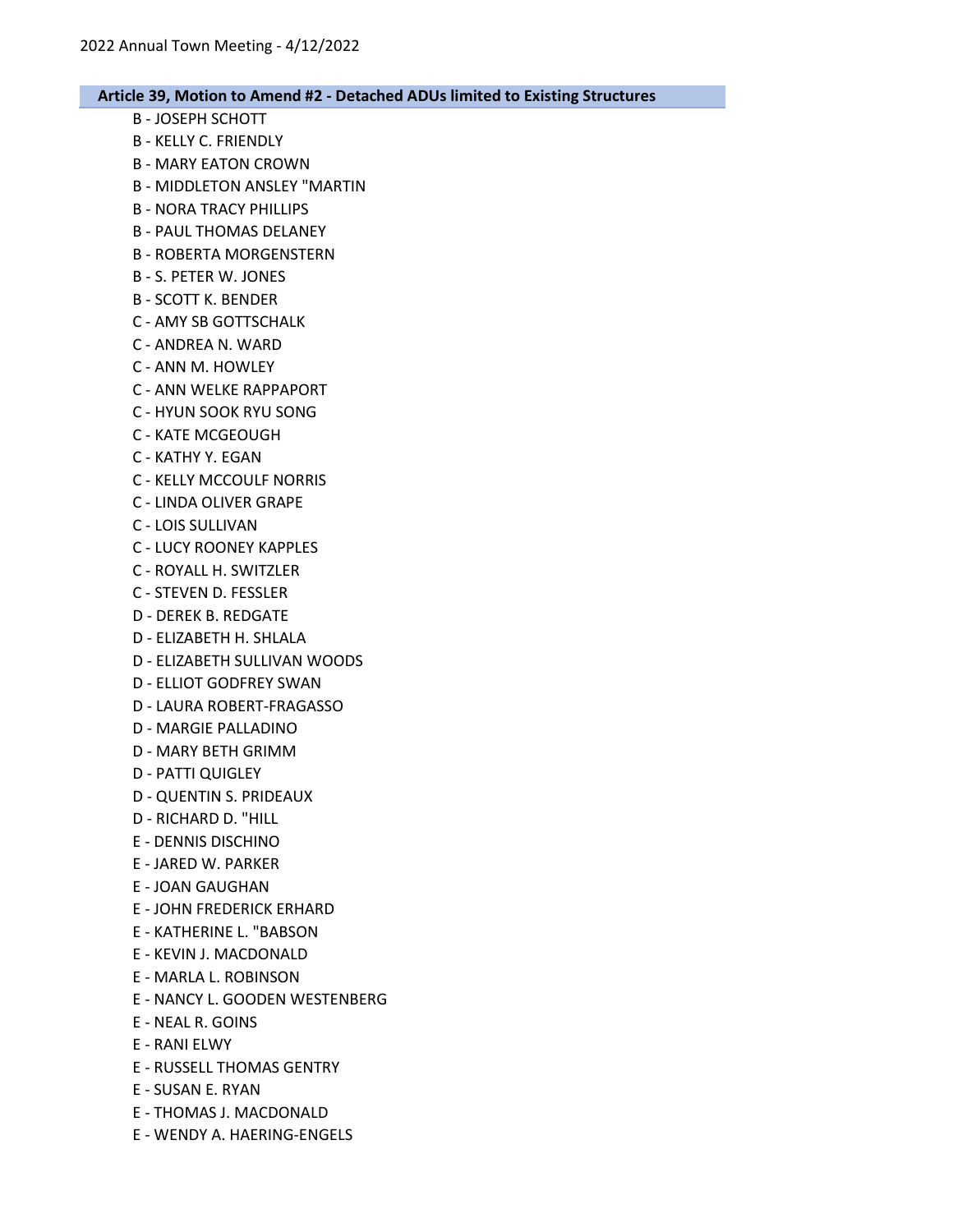## Article 39, Motion to Amend #2 - Detached ADUs limited to Existing Structures

B - JOSEPH SCHOTT
B - KELLY C. FRIENDLY
B - MARY EATON CROWN
B - MIDDLETON ANSLEY "MARTIN
B - NORA TRACY PHILLIPS
B - PAUL THOMAS DELANEY
B - ROBERTA MORGENSTERN
B - S. PETER W. JONES
B - SCOTT K. BENDER
C - AMY SB GOTTSCHALK
C - ANDREA N. WARD
C - ANN M. HOWLEY
C - ANN WELKE RAPPAPORT
C - HYUN SOOK RYU SONG
C - KATE MCGEOUGH
C - KATHY Y. EGAN
C - KELLY MCCOULF NORRIS
C - LINDA OLIVER GRAPE
C - LOIS SULLIVAN
C - LUCY ROONEY KAPPLES
C - ROYALL H. SWITZLER
C - STEVEN D. FESSLER
D - DEREK B. REDGATE
D - ELIZABETH H. SHLALA
D - ELIZABETH SULLIVAN WOODS
D - ELLIOT GODFREY SWAN
D - LAURA ROBERT-FRAGASSO
D - MARGIE PALLADINO
D - MARY BETH GRIMM
D - PATTI QUIGLEY
D - QUENTIN S. PRIDEAUX
D - RICHARD D. "HILL
E - DENNIS DISCHINO
E - JARED W. PARKER
E - JOAN GAUGHAN
E - JOHN FREDERICK ERHARD
E - KATHERINE L. "BABSON
E - KEVIN J. MACDONALD
E - MARLA L. ROBINSON
E - NANCY L. GOODEN WESTENBERG
E - NEAL R. GOINS
E - RANI ELWY
E - RUSSELL THOMAS GENTRY
E - SUSAN E. RYAN
E - THOMAS J. MACDONALD
E - WENDY A. HAERING-ENGELS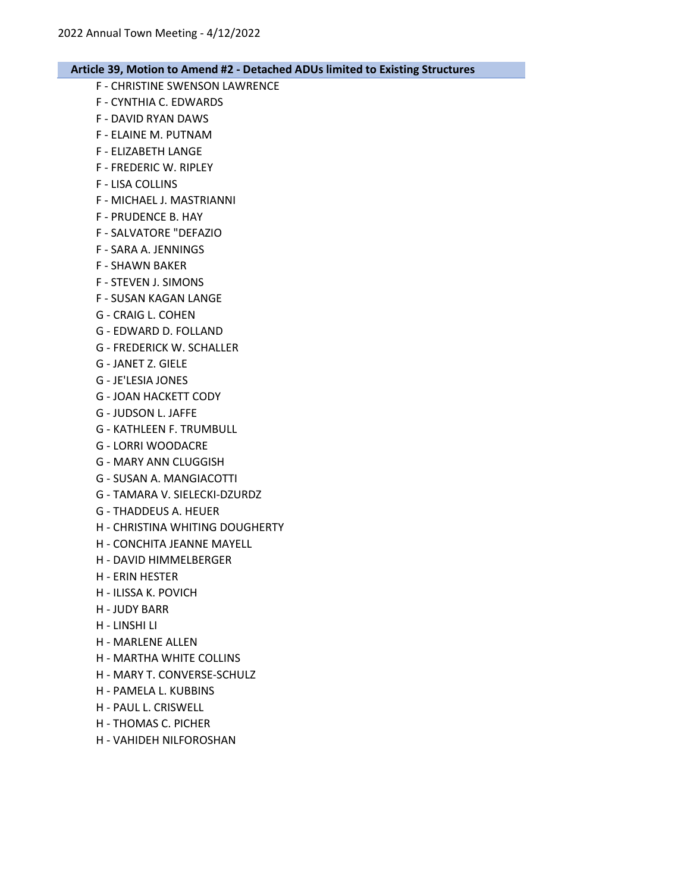## Article 39, Motion to Amend #2 - Detached ADUs limited to Existing Structures

F - CHRISTINE SWENSON LAWRENCE
F - CYNTHIA C. EDWARDS
F - DAVID RYAN DAWS
F - ELAINE M. PUTNAM
F - ELIZABETH LANGE
F - FREDERIC W. RIPLEY
F - LISA COLLINS
F - MICHAEL J. MASTRIANNI
F - PRUDENCE B. HAY
F - SALVATORE "DEFAZIO
F - SARA A. JENNINGS
F - SHAWN BAKER
F - STEVEN J. SIMONS
F - SUSAN KAGAN LANGE
G - CRAIG L. COHEN
G - EDWARD D. FOLLAND
G - FREDERICK W. SCHALLER
G - JANET Z. GIELE
G - JE'LESIA JONES
G - JOAN HACKETT CODY
G - JUDSON L. JAFFE
G - KATHLEEN F. TRUMBULL
G - LORRI WOODACRE
G - MARY ANN CLUGGISH
G - SUSAN A. MANGIACOTTI
G - TAMARA V. SIELECKI-DZURDZ
G - THADDEUS A. HEUER
H - CHRISTINA WHITING DOUGHERTY
H - CONCHITA JEANNE MAYELL
H - DAVID HIMMELBERGER
H - ERIN HESTER
H - ILISSA K. POVICH
H - JUDY BARR
H - LINSHI LI
H - MARLENE ALLEN
H - MARTHA WHITE COLLINS
H - MARY T. CONVERSE-SCHULZ
H - PAMELA L. KUBBINS
H - PAUL L. CRISWELL
H - THOMAS C. PICHER
H - VAHIDEH NILFOROSHAN